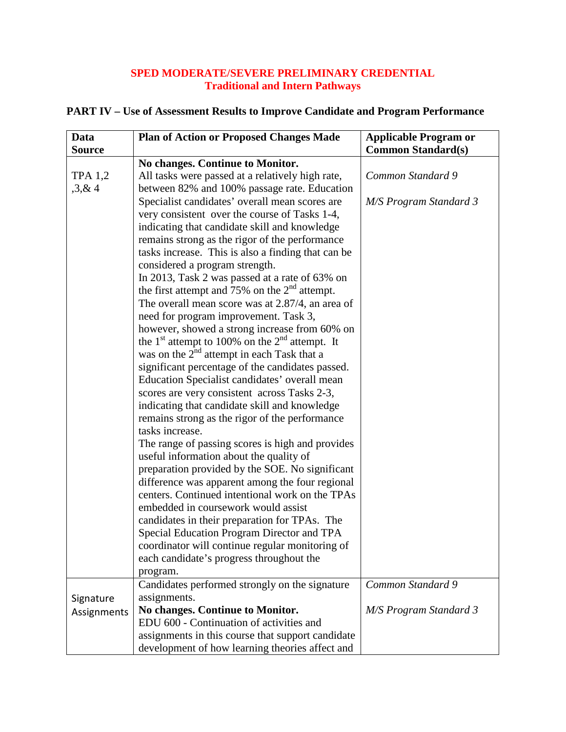**SPED MODERATE/SEVERE PRELIMINARY CREDENTIAL**
**Traditional and Intern Pathways**

## PART IV – Use of Assessment Results to Improve Candidate and Program Performance

| Data Source | Plan of Action or Proposed Changes Made | Applicable Program or Common Standard(s) |
|---|---|---|
| TPA 1,2 ,3,& 4 | **No changes. Continue to Monitor.** All tasks were passed at a relatively high rate, between 82% and 100% passage rate. Education Specialist candidates' overall mean scores are very consistent over the course of Tasks 1-4, indicating that candidate skill and knowledge remains strong as the rigor of the performance tasks increase. This is also a finding that can be considered a program strength. In 2013, Task 2 was passed at a rate of 63% on the first attempt and 75% on the 2nd attempt. The overall mean score was at 2.87/4, an area of need for program improvement. Task 3, however, showed a strong increase from 60% on the 1st attempt to 100% on the 2nd attempt. It was on the 2nd attempt in each Task that a significant percentage of the candidates passed. Education Specialist candidates' overall mean scores are very consistent across Tasks 2-3, indicating that candidate skill and knowledge remains strong as the rigor of the performance tasks increase. The range of passing scores is high and provides useful information about the quality of preparation provided by the SOE. No significant difference was apparent among the four regional centers. Continued intentional work on the TPAs embedded in coursework would assist candidates in their preparation for TPAs. The Special Education Program Director and TPA coordinator will continue regular monitoring of each candidate's progress throughout the program. | *Common Standard 9* <br><br> *M/S Program Standard 3* |
| Signature Assignments | Candidates performed strongly on the signature assignments. **No changes. Continue to Monitor.** EDU 600 - Continuation of activities and assignments in this course that support candidate development of how learning theories affect and | *Common Standard 9* <br><br> *M/S Program Standard 3* |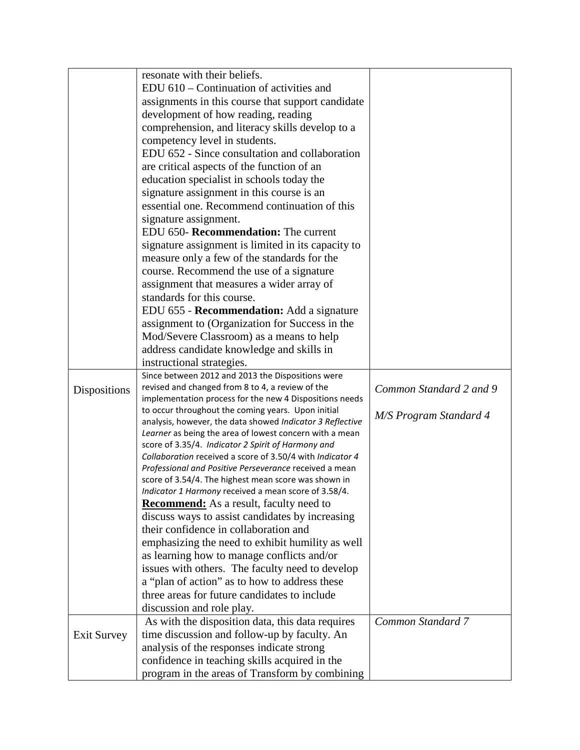| | | |
|---|---|---|
| | resonate with their beliefs.<br>EDU 610 – Continuation of activities and assignments in this course that support candidate development of how reading, reading comprehension, and literacy skills develop to a competency level in students.<br>EDU 652 - Since consultation and collaboration are critical aspects of the function of an education specialist in schools today the signature assignment in this course is an essential one. Recommend continuation of this signature assignment.<br>EDU 650- **Recommendation:** The current signature assignment is limited in its capacity to measure only a few of the standards for the course. Recommend the use of a signature assignment that measures a wider array of standards for this course.<br>EDU 655 - **Recommendation:** Add a signature assignment to (Organization for Success in the Mod/Severe Classroom) as a means to help address candidate knowledge and skills in instructional strategies. | |
| Dispositions | Since between 2012 and 2013 the Dispositions were revised and changed from 8 to 4, a review of the implementation process for the new 4 Dispositions needs to occur throughout the coming years. Upon initial analysis, however, the data showed *Indicator 3 Reflective Learner* as being the area of lowest concern with a mean score of 3.35/4. *Indicator 2 Spirit of Harmony and Collaboration* received a score of 3.50/4 with *Indicator 4 Professional and Positive Perseverance* received a mean score of 3.54/4. The highest mean score was shown in *Indicator 1 Harmony* received a mean score of 3.58/4.<br>**<u>Recommend:</u>** As a result, faculty need to discuss ways to assist candidates by increasing their confidence in collaboration and emphasizing the need to exhibit humility as well as learning how to manage conflicts and/or issues with others. The faculty need to develop a "plan of action" as to how to address these three areas for future candidates to include discussion and role play. | *Common Standard 2 and 9*<br><br>*M/S Program Standard 4* |
| Exit Survey | As with the disposition data, this data requires time discussion and follow-up by faculty. An analysis of the responses indicate strong confidence in teaching skills acquired in the program in the areas of Transform by combining | *Common Standard 7* |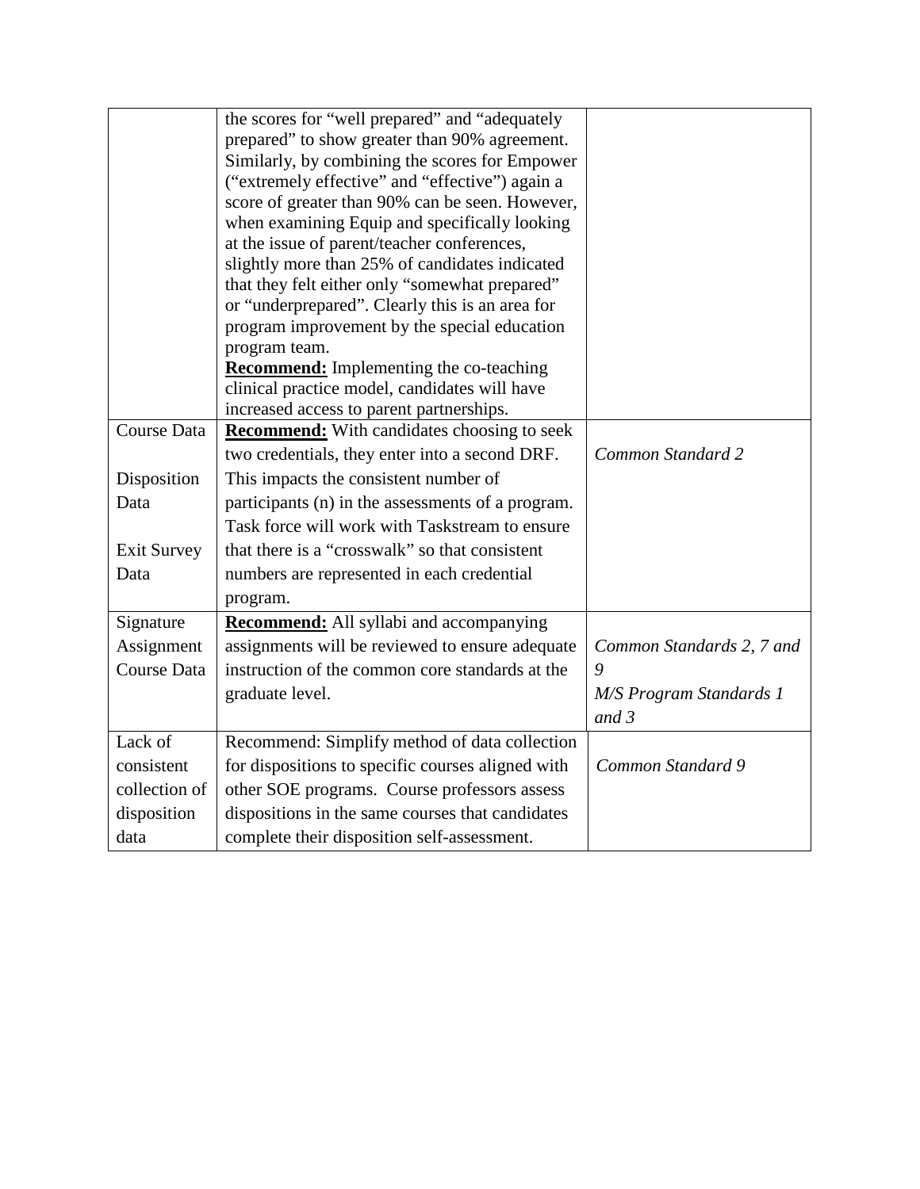| | | |
|---|---|---|
| | the scores for "well prepared" and "adequately prepared" to show greater than 90% agreement. Similarly, by combining the scores for Empower ("extremely effective" and "effective") again a score of greater than 90% can be seen. However, when examining Equip and specifically looking at the issue of parent/teacher conferences, slightly more than 25% of candidates indicated that they felt either only "somewhat prepared" or "underprepared". Clearly this is an area for program improvement by the special education program team. **Recommend:** Implementing the co-teaching clinical practice model, candidates will have increased access to parent partnerships. | |
| Course Data<br><br>Disposition Data<br><br>Exit Survey Data | **Recommend:** With candidates choosing to seek two credentials, they enter into a second DRF. This impacts the consistent number of participants (n) in the assessments of a program. Task force will work with Taskstream to ensure that there is a "crosswalk" so that consistent numbers are represented in each credential program. | *Common Standard 2* |
| Signature Assignment Course Data | **Recommend:** All syllabi and accompanying assignments will be reviewed to ensure adequate instruction of the common core standards at the graduate level. | *Common Standards 2, 7 and 9*<br>*M/S Program Standards 1 and 3* |
| Lack of consistent collection of disposition data | Recommend: Simplify method of data collection for dispositions to specific courses aligned with other SOE programs. Course professors assess dispositions in the same courses that candidates complete their disposition self-assessment. | *Common Standard 9* |